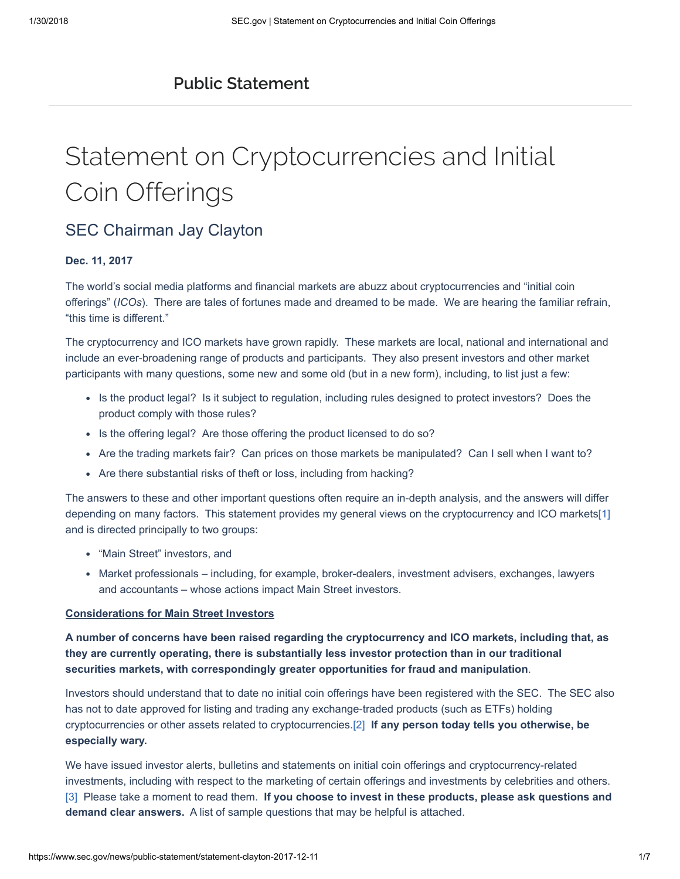## Public Statement

# Statement on Cryptocurrencies and Initial Coin Offerings

## SEC Chairman Jay Clayton

**Dec. 11, 2017**

The world's social media platforms and financial markets are abuzz about cryptocurrencies and "initial coin offerings" (*ICOs*). There are tales of fortunes made and dreamed to be made. We are hearing the familiar refrain, "this time is different."

The cryptocurrency and ICO markets have grown rapidly. These markets are local, national and international and include an ever-broadening range of products and participants. They also present investors and other market participants with many questions, some new and some old (but in a new form), including, to list just a few:

- Is the product legal? Is it subject to regulation, including rules designed to protect investors? Does the product comply with those rules?
- Is the offering legal? Are those offering the product licensed to do so?
- Are the trading markets fair? Can prices on those markets be manipulated? Can I sell when I want to?
- Are there substantial risks of theft or loss, including from hacking?

The answers to these and other important questions often require an in-depth analysis, and the answers will differ depending on many factors. This statement provides my general views on the cryptocurrency and ICO markets[1] and is directed principally to two groups:

- "Main Street" investors, and
- Market professionals – including, for example, broker-dealers, investment advisers, exchanges, lawyers and accountants – whose actions impact Main Street investors.

**Considerations for Main Street Investors**

**A number of concerns have been raised regarding the cryptocurrency and ICO markets, including that, as they are currently operating, there is substantially less investor protection than in our traditional securities markets, with correspondingly greater opportunities for fraud and manipulation**.

Investors should understand that to date no initial coin offerings have been registered with the SEC. The SEC also has not to date approved for listing and trading any exchange-traded products (such as ETFs) holding cryptocurrencies or other assets related to cryptocurrencies.[2] **If any person today tells you otherwise, be especially wary.**

We have issued investor alerts, bulletins and statements on initial coin offerings and cryptocurrency-related investments, including with respect to the marketing of certain offerings and investments by celebrities and others.[3] Please take a moment to read them. **If you choose to invest in these products, please ask questions and demand clear answers.** A list of sample questions that may be helpful is attached.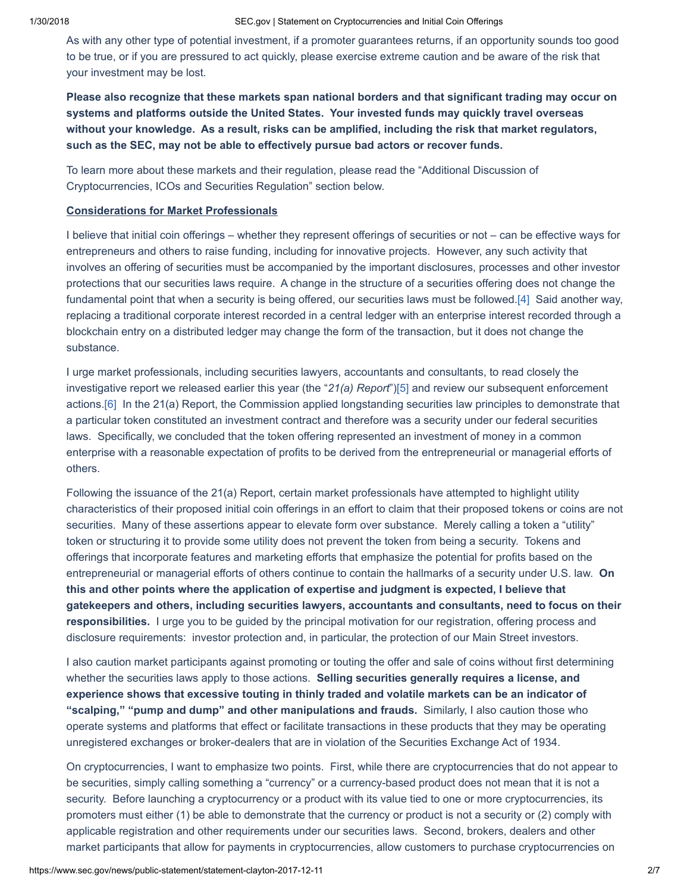As with any other type of potential investment, if a promoter guarantees returns, if an opportunity sounds too good to be true, or if you are pressured to act quickly, please exercise extreme caution and be aware of the risk that your investment may be lost.

**Please also recognize that these markets span national borders and that significant trading may occur on systems and platforms outside the United States. Your invested funds may quickly travel overseas without your knowledge. As a result, risks can be amplified, including the risk that market regulators, such as the SEC, may not be able to effectively pursue bad actors or recover funds.**

To learn more about these markets and their regulation, please read the "Additional Discussion of Cryptocurrencies, ICOs and Securities Regulation" section below.

**Considerations for Market Professionals**

I believe that initial coin offerings – whether they represent offerings of securities or not – can be effective ways for entrepreneurs and others to raise funding, including for innovative projects. However, any such activity that involves an offering of securities must be accompanied by the important disclosures, processes and other investor protections that our securities laws require. A change in the structure of a securities offering does not change the fundamental point that when a security is being offered, our securities laws must be followed.[4] Said another way, replacing a traditional corporate interest recorded in a central ledger with an enterprise interest recorded through a blockchain entry on a distributed ledger may change the form of the transaction, but it does not change the substance.

I urge market professionals, including securities lawyers, accountants and consultants, to read closely the investigative report we released earlier this year (the "*21(a) Report*")[5] and review our subsequent enforcement actions.[6] In the 21(a) Report, the Commission applied longstanding securities law principles to demonstrate that a particular token constituted an investment contract and therefore was a security under our federal securities laws. Specifically, we concluded that the token offering represented an investment of money in a common enterprise with a reasonable expectation of profits to be derived from the entrepreneurial or managerial efforts of others.

Following the issuance of the 21(a) Report, certain market professionals have attempted to highlight utility characteristics of their proposed initial coin offerings in an effort to claim that their proposed tokens or coins are not securities. Many of these assertions appear to elevate form over substance. Merely calling a token a "utility" token or structuring it to provide some utility does not prevent the token from being a security. Tokens and offerings that incorporate features and marketing efforts that emphasize the potential for profits based on the entrepreneurial or managerial efforts of others continue to contain the hallmarks of a security under U.S. law. **On this and other points where the application of expertise and judgment is expected, I believe that gatekeepers and others, including securities lawyers, accountants and consultants, need to focus on their responsibilities.** I urge you to be guided by the principal motivation for our registration, offering process and disclosure requirements: investor protection and, in particular, the protection of our Main Street investors.

I also caution market participants against promoting or touting the offer and sale of coins without first determining whether the securities laws apply to those actions. **Selling securities generally requires a license, and experience shows that excessive touting in thinly traded and volatile markets can be an indicator of "scalping," "pump and dump" and other manipulations and frauds.** Similarly, I also caution those who operate systems and platforms that effect or facilitate transactions in these products that they may be operating unregistered exchanges or broker-dealers that are in violation of the Securities Exchange Act of 1934.

On cryptocurrencies, I want to emphasize two points. First, while there are cryptocurrencies that do not appear to be securities, simply calling something a "currency" or a currency-based product does not mean that it is not a security. Before launching a cryptocurrency or a product with its value tied to one or more cryptocurrencies, its promoters must either (1) be able to demonstrate that the currency or product is not a security or (2) comply with applicable registration and other requirements under our securities laws. Second, brokers, dealers and other market participants that allow for payments in cryptocurrencies, allow customers to purchase cryptocurrencies on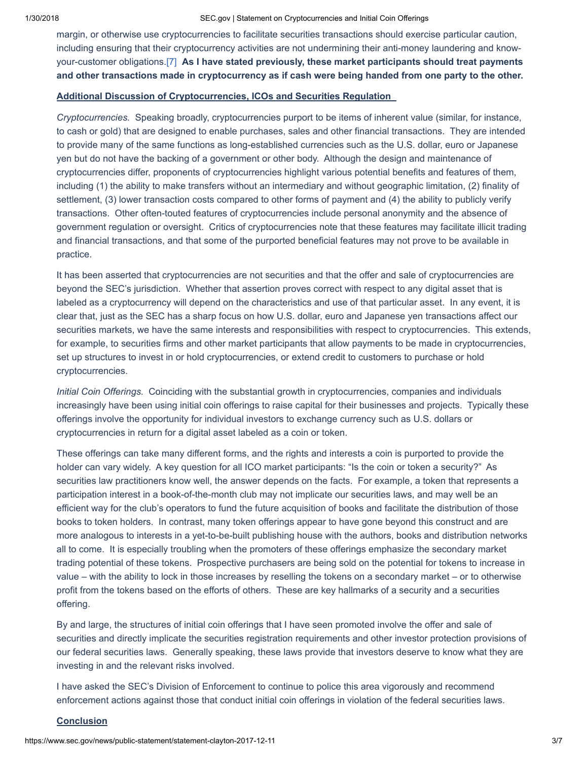margin, or otherwise use cryptocurrencies to facilitate securities transactions should exercise particular caution, including ensuring that their cryptocurrency activities are not undermining their anti-money laundering and know-your-customer obligations.[7] **As I have stated previously, these market participants should treat payments and other transactions made in cryptocurrency as if cash were being handed from one party to the other.**

## Additional Discussion of Cryptocurrencies, ICOs and Securities Regulation

*Cryptocurrencies.* Speaking broadly, cryptocurrencies purport to be items of inherent value (similar, for instance, to cash or gold) that are designed to enable purchases, sales and other financial transactions. They are intended to provide many of the same functions as long-established currencies such as the U.S. dollar, euro or Japanese yen but do not have the backing of a government or other body. Although the design and maintenance of cryptocurrencies differ, proponents of cryptocurrencies highlight various potential benefits and features of them, including (1) the ability to make transfers without an intermediary and without geographic limitation, (2) finality of settlement, (3) lower transaction costs compared to other forms of payment and (4) the ability to publicly verify transactions. Other often-touted features of cryptocurrencies include personal anonymity and the absence of government regulation or oversight. Critics of cryptocurrencies note that these features may facilitate illicit trading and financial transactions, and that some of the purported beneficial features may not prove to be available in practice.

It has been asserted that cryptocurrencies are not securities and that the offer and sale of cryptocurrencies are beyond the SEC's jurisdiction. Whether that assertion proves correct with respect to any digital asset that is labeled as a cryptocurrency will depend on the characteristics and use of that particular asset. In any event, it is clear that, just as the SEC has a sharp focus on how U.S. dollar, euro and Japanese yen transactions affect our securities markets, we have the same interests and responsibilities with respect to cryptocurrencies. This extends, for example, to securities firms and other market participants that allow payments to be made in cryptocurrencies, set up structures to invest in or hold cryptocurrencies, or extend credit to customers to purchase or hold cryptocurrencies.

*Initial Coin Offerings.* Coinciding with the substantial growth in cryptocurrencies, companies and individuals increasingly have been using initial coin offerings to raise capital for their businesses and projects. Typically these offerings involve the opportunity for individual investors to exchange currency such as U.S. dollars or cryptocurrencies in return for a digital asset labeled as a coin or token.

These offerings can take many different forms, and the rights and interests a coin is purported to provide the holder can vary widely. A key question for all ICO market participants: "Is the coin or token a security?" As securities law practitioners know well, the answer depends on the facts. For example, a token that represents a participation interest in a book-of-the-month club may not implicate our securities laws, and may well be an efficient way for the club's operators to fund the future acquisition of books and facilitate the distribution of those books to token holders. In contrast, many token offerings appear to have gone beyond this construct and are more analogous to interests in a yet-to-be-built publishing house with the authors, books and distribution networks all to come. It is especially troubling when the promoters of these offerings emphasize the secondary market trading potential of these tokens. Prospective purchasers are being sold on the potential for tokens to increase in value – with the ability to lock in those increases by reselling the tokens on a secondary market – or to otherwise profit from the tokens based on the efforts of others. These are key hallmarks of a security and a securities offering.

By and large, the structures of initial coin offerings that I have seen promoted involve the offer and sale of securities and directly implicate the securities registration requirements and other investor protection provisions of our federal securities laws. Generally speaking, these laws provide that investors deserve to know what they are investing in and the relevant risks involved.

I have asked the SEC's Division of Enforcement to continue to police this area vigorously and recommend enforcement actions against those that conduct initial coin offerings in violation of the federal securities laws.

## Conclusion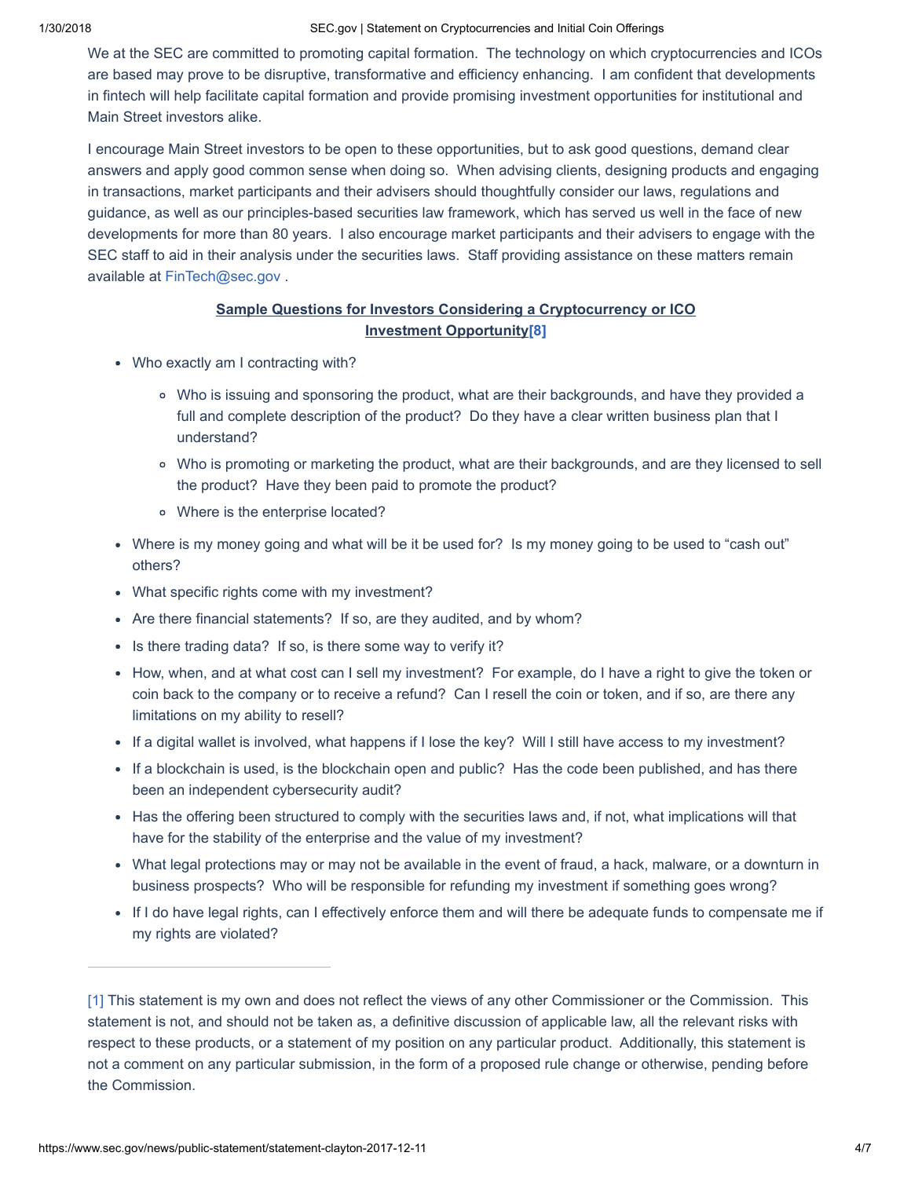We at the SEC are committed to promoting capital formation. The technology on which cryptocurrencies and ICOs are based may prove to be disruptive, transformative and efficiency enhancing. I am confident that developments in fintech will help facilitate capital formation and provide promising investment opportunities for institutional and Main Street investors alike.

I encourage Main Street investors to be open to these opportunities, but to ask good questions, demand clear answers and apply good common sense when doing so. When advising clients, designing products and engaging in transactions, market participants and their advisers should thoughtfully consider our laws, regulations and guidance, as well as our principles-based securities law framework, which has served us well in the face of new developments for more than 80 years. I also encourage market participants and their advisers to engage with the SEC staff to aid in their analysis under the securities laws. Staff providing assistance on these matters remain available at FinTech@sec.gov .

**Sample Questions for Investors Considering a Cryptocurrency or ICO Investment Opportunity[8]**

- Who exactly am I contracting with?
  - Who is issuing and sponsoring the product, what are their backgrounds, and have they provided a full and complete description of the product? Do they have a clear written business plan that I understand?
  - Who is promoting or marketing the product, what are their backgrounds, and are they licensed to sell the product? Have they been paid to promote the product?
  - Where is the enterprise located?
- Where is my money going and what will be it be used for? Is my money going to be used to “cash out” others?
- What specific rights come with my investment?
- Are there financial statements? If so, are they audited, and by whom?
- Is there trading data? If so, is there some way to verify it?
- How, when, and at what cost can I sell my investment? For example, do I have a right to give the token or coin back to the company or to receive a refund? Can I resell the coin or token, and if so, are there any limitations on my ability to resell?
- If a digital wallet is involved, what happens if I lose the key? Will I still have access to my investment?
- If a blockchain is used, is the blockchain open and public? Has the code been published, and has there been an independent cybersecurity audit?
- Has the offering been structured to comply with the securities laws and, if not, what implications will that have for the stability of the enterprise and the value of my investment?
- What legal protections may or may not be available in the event of fraud, a hack, malware, or a downturn in business prospects? Who will be responsible for refunding my investment if something goes wrong?
- If I do have legal rights, can I effectively enforce them and will there be adequate funds to compensate me if my rights are violated?

---

[1] This statement is my own and does not reflect the views of any other Commissioner or the Commission. This statement is not, and should not be taken as, a definitive discussion of applicable law, all the relevant risks with respect to these products, or a statement of my position on any particular product. Additionally, this statement is not a comment on any particular submission, in the form of a proposed rule change or otherwise, pending before the Commission.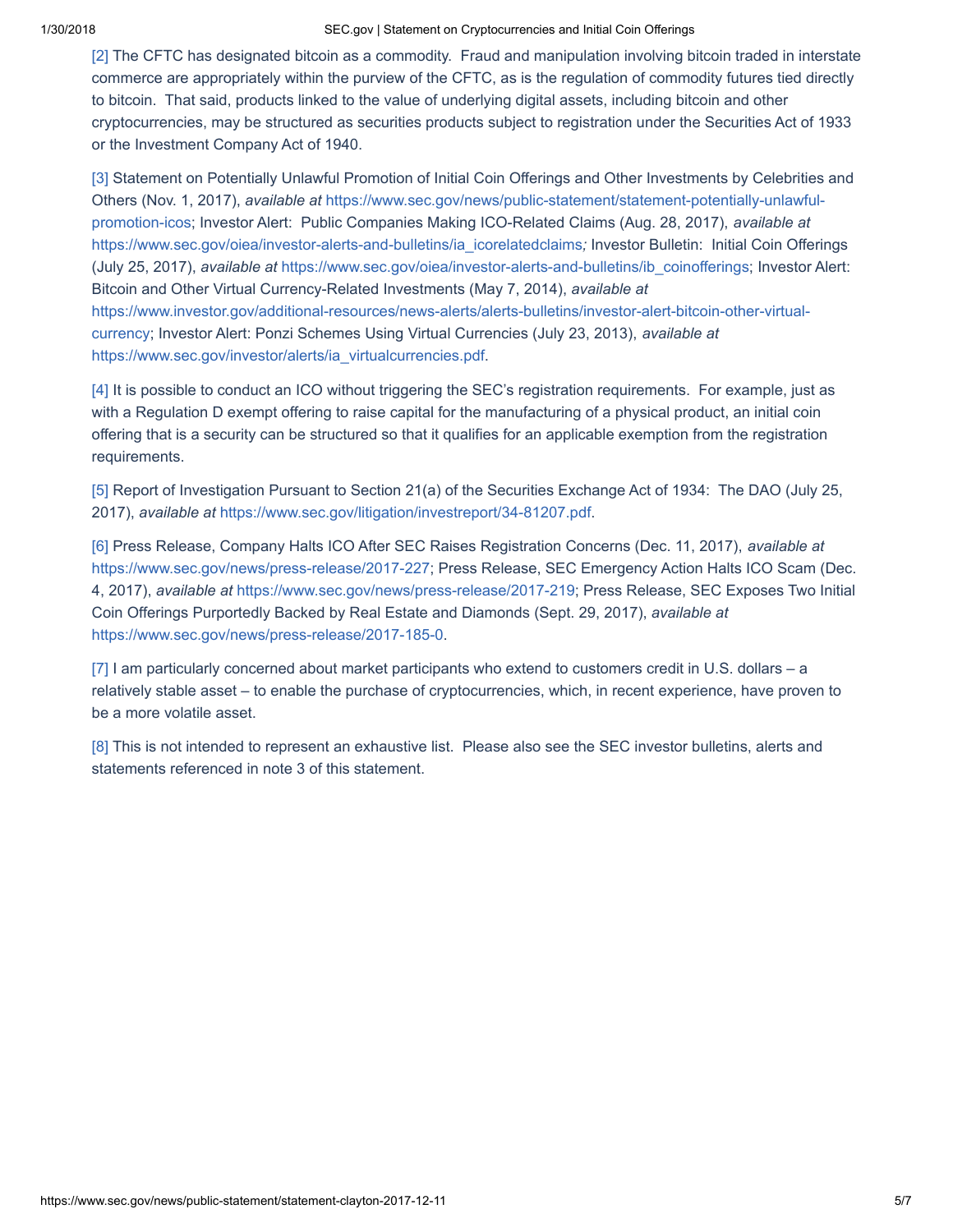[2] The CFTC has designated bitcoin as a commodity.  Fraud and manipulation involving bitcoin traded in interstate commerce are appropriately within the purview of the CFTC, as is the regulation of commodity futures tied directly to bitcoin.  That said, products linked to the value of underlying digital assets, including bitcoin and other cryptocurrencies, may be structured as securities products subject to registration under the Securities Act of 1933 or the Investment Company Act of 1940.

[3] Statement on Potentially Unlawful Promotion of Initial Coin Offerings and Other Investments by Celebrities and Others (Nov. 1, 2017), *available at* https://www.sec.gov/news/public-statement/statement-potentially-unlawful-promotion-icos; Investor Alert:  Public Companies Making ICO-Related Claims (Aug. 28, 2017), *available at* https://www.sec.gov/oiea/investor-alerts-and-bulletins/ia_icorelatedclaims*;* Investor Bulletin:  Initial Coin Offerings (July 25, 2017), *available at* https://www.sec.gov/oiea/investor-alerts-and-bulletins/ib_coinofferings; Investor Alert: Bitcoin and Other Virtual Currency-Related Investments (May 7, 2014), *available at* https://www.investor.gov/additional-resources/news-alerts/alerts-bulletins/investor-alert-bitcoin-other-virtual-currency; Investor Alert: Ponzi Schemes Using Virtual Currencies (July 23, 2013), *available at* https://www.sec.gov/investor/alerts/ia_virtualcurrencies.pdf.

[4] It is possible to conduct an ICO without triggering the SEC's registration requirements.  For example, just as with a Regulation D exempt offering to raise capital for the manufacturing of a physical product, an initial coin offering that is a security can be structured so that it qualifies for an applicable exemption from the registration requirements.

[5] Report of Investigation Pursuant to Section 21(a) of the Securities Exchange Act of 1934:  The DAO (July 25, 2017), *available at* https://www.sec.gov/litigation/investreport/34-81207.pdf.

[6] Press Release, Company Halts ICO After SEC Raises Registration Concerns (Dec. 11, 2017), *available at* https://www.sec.gov/news/press-release/2017-227; Press Release, SEC Emergency Action Halts ICO Scam (Dec. 4, 2017), *available at* https://www.sec.gov/news/press-release/2017-219; Press Release, SEC Exposes Two Initial Coin Offerings Purportedly Backed by Real Estate and Diamonds (Sept. 29, 2017), *available at* https://www.sec.gov/news/press-release/2017-185-0.

[7] I am particularly concerned about market participants who extend to customers credit in U.S. dollars – a relatively stable asset – to enable the purchase of cryptocurrencies, which, in recent experience, have proven to be a more volatile asset.

[8] This is not intended to represent an exhaustive list.  Please also see the SEC investor bulletins, alerts and statements referenced in note 3 of this statement.